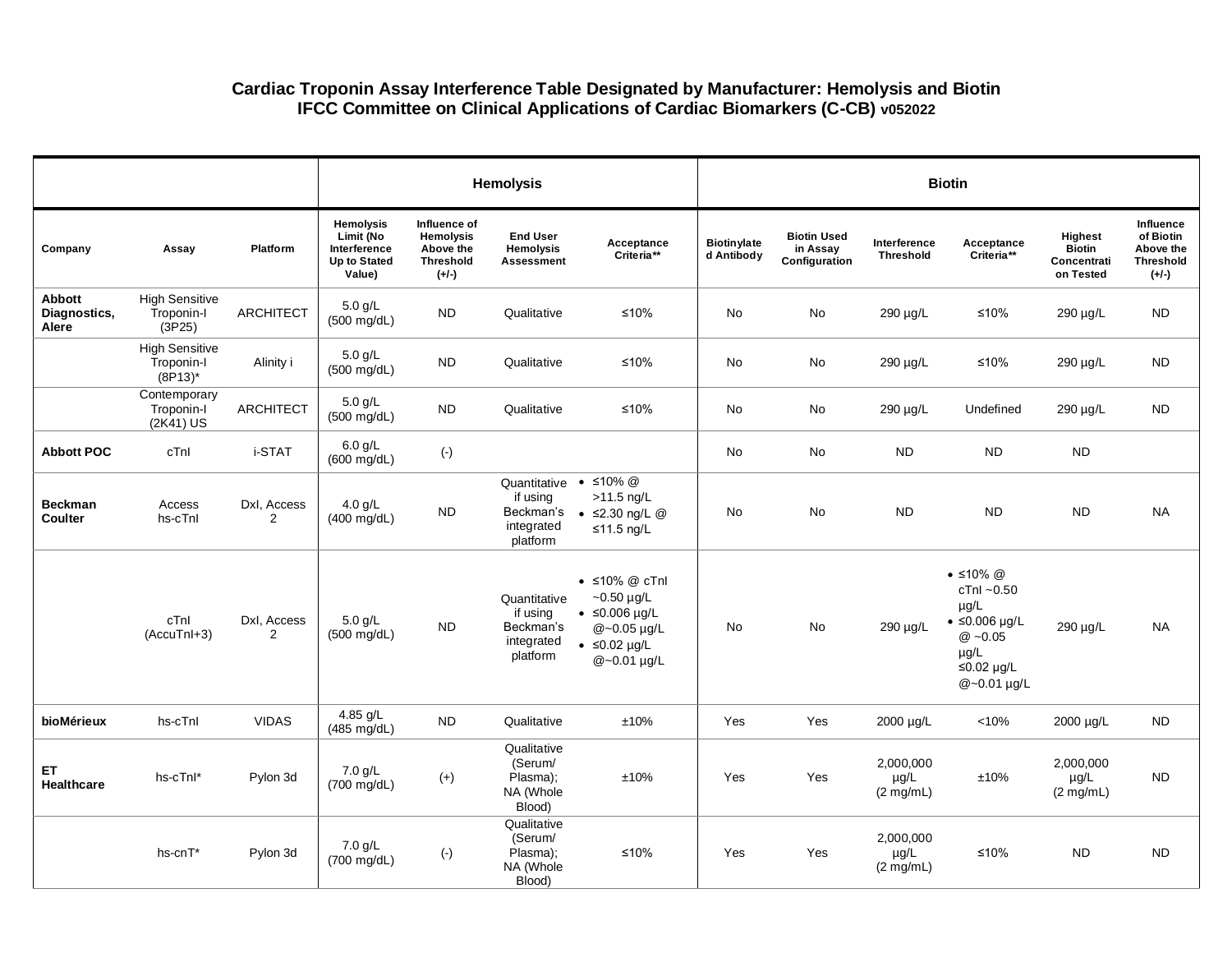# Cardiac Troponin Assay Interference Table Designated by Manufacturer: Hemolysis and Biotin
## IFCC Committee on Clinical Applications of Cardiac Biomarkers (C-CB) v052022

| | | | Hemolysis | | | | Biotin | | | | | |
|---|---|---|---|---|---|---|---|---|---|---|---|---|
| **Company** | **Assay** | **Platform** | **Hemolysis Limit (No Interference Up to Stated Value)** | **Influence of Hemolysis Above the Threshold (+/-)** | **End User Hemolysis Assessment** | **Acceptance Criteria**** | **Biotinylated Antibody** | **Biotin Used in Assay Configuration** | **Interference Threshold** | **Acceptance Criteria**** | **Highest Biotin Concentration Tested** | **Influence of Biotin Above the Threshold (+/-)** |
| **Abbott Diagnostics, Alere** | High Sensitive Troponin-I (3P25) | ARCHITECT | 5.0 g/L (500 mg/dL) | ND | Qualitative | ≤10% | No | No | 290 µg/L | ≤10% | 290 µg/L | ND |
| | High Sensitive Troponin-I (8P13)* | Alinity i | 5.0 g/L (500 mg/dL) | ND | Qualitative | ≤10% | No | No | 290 µg/L | ≤10% | 290 µg/L | ND |
| | Contemporary Troponin-I (2K41) US | ARCHITECT | 5.0 g/L (500 mg/dL) | ND | Qualitative | ≤10% | No | No | 290 µg/L | Undefined | 290 µg/L | ND |
| **Abbott POC** | cTnI | i-STAT | 6.0 g/L (600 mg/dL) | (-) | | | No | No | ND | ND | ND | |
| **Beckman Coulter** | Access hs-cTnI | DxI, Access 2 | 4.0 g/L (400 mg/dL) | ND | Quantitative if using Beckman's integrated platform | • ≤10% @ >11.5 ng/L<br>• ≤2.30 ng/L @ ≤11.5 ng/L | No | No | ND | ND | ND | NA |
| | cTnI (AccuTnI+3) | DxI, Access 2 | 5.0 g/L (500 mg/dL) | ND | Quantitative if using Beckman's integrated platform | • ≤10% @ cTnI ~0.50 µg/L<br>• ≤0.006 µg/L @~0.05 µg/L<br>• ≤0.02 µg/L @~0.01 µg/L | No | No | 290 µg/L | • ≤10% @ cTnI ~0.50 µg/L<br>• ≤0.006 µg/L @ ~0.05 µg/L ≤0.02 µg/L @~0.01 µg/L | 290 µg/L | NA |
| **bioMérieux** | hs-cTnI | VIDAS | 4.85 g/L (485 mg/dL) | ND | Qualitative | ±10% | Yes | Yes | 2000 µg/L | <10% | 2000 µg/L | ND |
| **ET Healthcare** | hs-cTnI* | Pylon 3d | 7.0 g/L (700 mg/dL) | (+) | Qualitative (Serum/ Plasma); NA (Whole Blood) | ±10% | Yes | Yes | 2,000,000 µg/L (2 mg/mL) | ±10% | 2,000,000 µg/L (2 mg/mL) | ND |
| | hs-cnT* | Pylon 3d | 7.0 g/L (700 mg/dL) | (-) | Qualitative (Serum/ Plasma); NA (Whole Blood) | ≤10% | Yes | Yes | 2,000,000 µg/L (2 mg/mL) | ≤10% | ND | ND |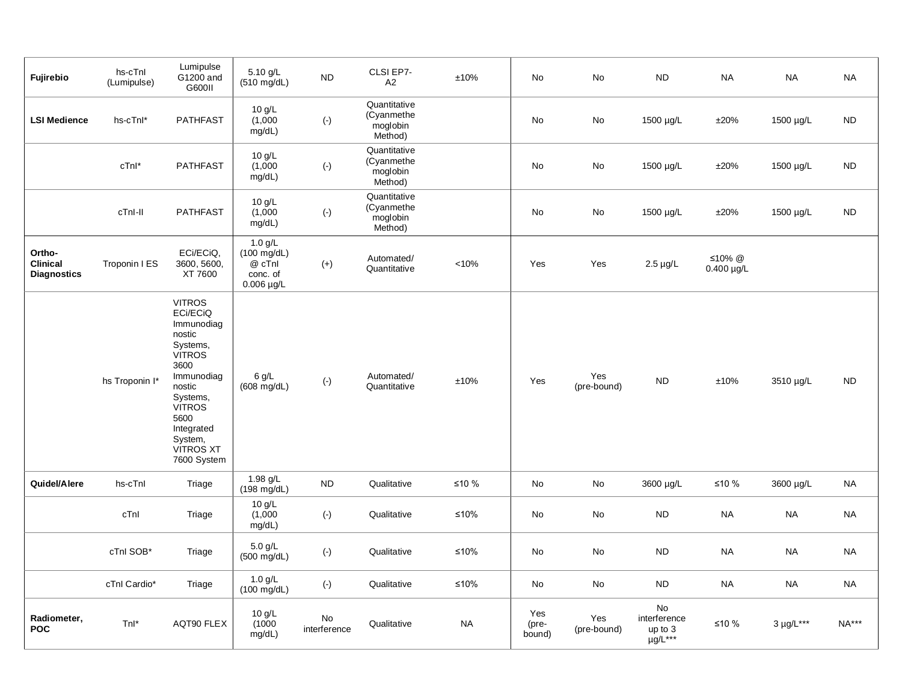| | | | | | | | | | | | | |
|---|---|---|---|---|---|---|---|---|---|---|---|---|
| **Fujirebio** | hs-cTnI (Lumipulse) | Lumipulse G1200 and G600II | 5.10 g/L (510 mg/dL) | ND | CLSI EP7-A2 | ±10% | No | No | ND | NA | NA | NA |
| **LSI Medience** | hs-cTnI* | PATHFAST | 10 g/L (1,000 mg/dL) | (-) | Quantitative (Cyanmethemoglobin Method) | | No | No | 1500 µg/L | ±20% | 1500 µg/L | ND |
| | cTnI* | PATHFAST | 10 g/L (1,000 mg/dL) | (-) | Quantitative (Cyanmethemoglobin Method) | | No | No | 1500 µg/L | ±20% | 1500 µg/L | ND |
| | cTnI-II | PATHFAST | 10 g/L (1,000 mg/dL) | (-) | Quantitative (Cyanmethemoglobin Method) | | No | No | 1500 µg/L | ±20% | 1500 µg/L | ND |
| **Ortho-Clinical Diagnostics** | Troponin I ES | ECi/ECiQ, 3600, 5600, XT 7600 | 1.0 g/L (100 mg/dL) @ cTnI conc. of 0.006 µg/L | (+) | Automated/ Quantitative | <10% | Yes | Yes | 2.5 µg/L | ≤10% @ 0.400 µg/L | | |
| | hs Troponin I* | VITROS ECi/ECiQ Immunodiagnostic Systems, VITROS 3600 Immunodiagnostic Systems, VITROS 5600 Integrated System, VITROS XT 7600 System | 6 g/L (608 mg/dL) | (-) | Automated/ Quantitative | ±10% | Yes | Yes (pre-bound) | ND | ±10% | 3510 µg/L | ND |
| **Quidel/Alere** | hs-cTnI | Triage | 1.98 g/L (198 mg/dL) | ND | Qualitative | ≤10 % | No | No | 3600 µg/L | ≤10 % | 3600 µg/L | NA |
| | cTnI | Triage | 10 g/L (1,000 mg/dL) | (-) | Qualitative | ≤10% | No | No | ND | NA | NA | NA |
| | cTnI SOB* | Triage | 5.0 g/L (500 mg/dL) | (-) | Qualitative | ≤10% | No | No | ND | NA | NA | NA |
| | cTnI Cardio* | Triage | 1.0 g/L (100 mg/dL) | (-) | Qualitative | ≤10% | No | No | ND | NA | NA | NA |
| **Radiometer, POC** | TnI* | AQT90 FLEX | 10 g/L (1000 mg/dL) | No interference | Qualitative | NA | Yes (pre-bound) | Yes (pre-bound) | No interference up to 3 µg/L*** | ≤10 % | 3 µg/L*** | NA*** |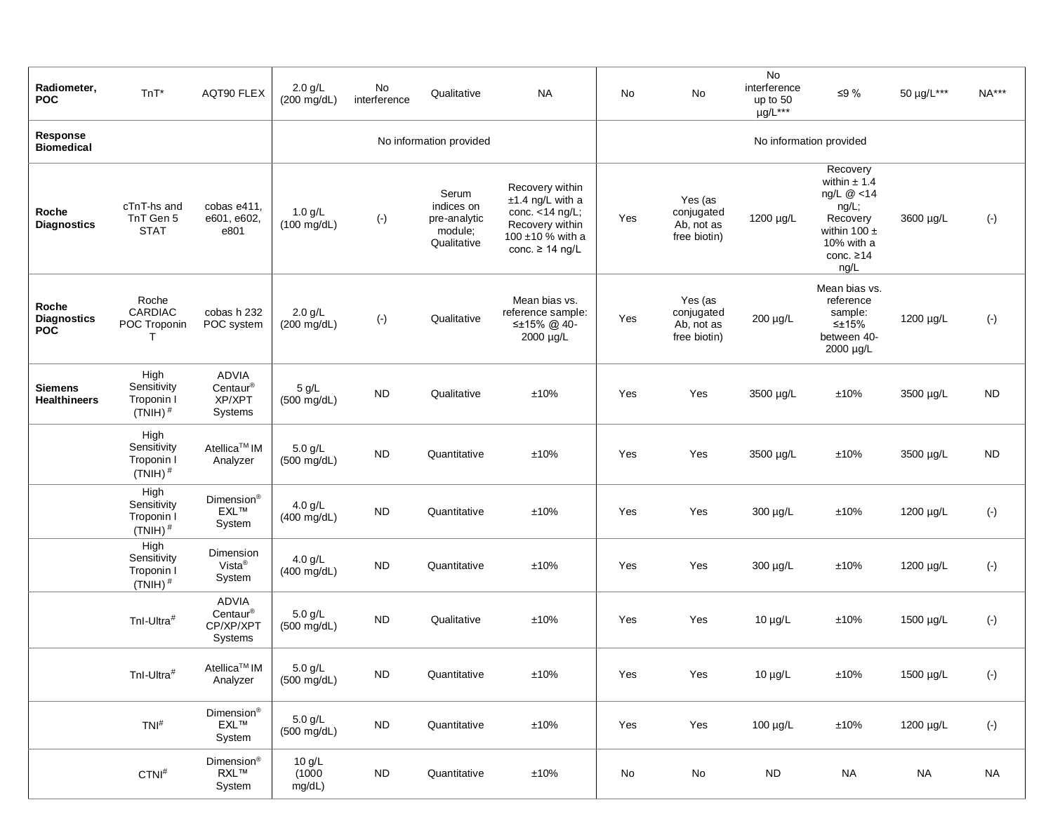| | | | | | | | | | | | | |
|---|---|---|---|---|---|---|---|---|---|---|---|---|
| **Radiometer, POC** | TnT* | AQT90 FLEX | 2.0 g/L (200 mg/dL) | No interference | Qualitative | NA | No | No | No interference up to 50 µg/L*** | ≤9 % | 50 µg/L*** | NA*** |
| **Response Biomedical** | | | No information provided | | | | No information provided | | | | | |
| **Roche Diagnostics** | cTnT-hs and TnT Gen 5 STAT | cobas e411, e601, e602, e801 | 1.0 g/L (100 mg/dL) | (-) | Serum indices on pre-analytic module; Qualitative | Recovery within ±1.4 ng/L with a conc. <14 ng/L; Recovery within 100 ±10 % with a conc. ≥ 14 ng/L | Yes | Yes (as conjugated Ab, not as free biotin) | 1200 µg/L | Recovery within ± 1.4 ng/L @ <14 ng/L; Recovery within 100 ± 10% with a conc. ≥14 ng/L | 3600 µg/L | (-) |
| **Roche Diagnostics POC** | Roche CARDIAC POC Troponin T | cobas h 232 POC system | 2.0 g/L (200 mg/dL) | (-) | Qualitative | Mean bias vs. reference sample: ≤±15% @ 40-2000 µg/L | Yes | Yes (as conjugated Ab, not as free biotin) | 200 µg/L | Mean bias vs. reference sample: ≤±15% between 40-2000 µg/L | 1200 µg/L | (-) |
| **Siemens Healthineers** | High Sensitivity Troponin I (TNIH) # | ADVIA Centaur® XP/XPT Systems | 5 g/L (500 mg/dL) | ND | Qualitative | ±10% | Yes | Yes | 3500 µg/L | ±10% | 3500 µg/L | ND |
| | High Sensitivity Troponin I (TNIH) # | Atellica™ IM Analyzer | 5.0 g/L (500 mg/dL) | ND | Quantitative | ±10% | Yes | Yes | 3500 µg/L | ±10% | 3500 µg/L | ND |
| | High Sensitivity Troponin I (TNIH) # | Dimension® EXL™ System | 4.0 g/L (400 mg/dL) | ND | Quantitative | ±10% | Yes | Yes | 300 µg/L | ±10% | 1200 µg/L | (-) |
| | High Sensitivity Troponin I (TNIH) # | Dimension Vista® System | 4.0 g/L (400 mg/dL) | ND | Quantitative | ±10% | Yes | Yes | 300 µg/L | ±10% | 1200 µg/L | (-) |
| | TnI-Ultra# | ADVIA Centaur® CP/XP/XPT Systems | 5.0 g/L (500 mg/dL) | ND | Qualitative | ±10% | Yes | Yes | 10 µg/L | ±10% | 1500 µg/L | (-) |
| | TnI-Ultra# | Atellica™ IM Analyzer | 5.0 g/L (500 mg/dL) | ND | Quantitative | ±10% | Yes | Yes | 10 µg/L | ±10% | 1500 µg/L | (-) |
| | TNI# | Dimension® EXL™ System | 5.0 g/L (500 mg/dL) | ND | Quantitative | ±10% | Yes | Yes | 100 µg/L | ±10% | 1200 µg/L | (-) |
| | CTNI# | Dimension® RXL™ System | 10 g/L (1000 mg/dL) | ND | Quantitative | ±10% | No | No | ND | NA | NA | NA |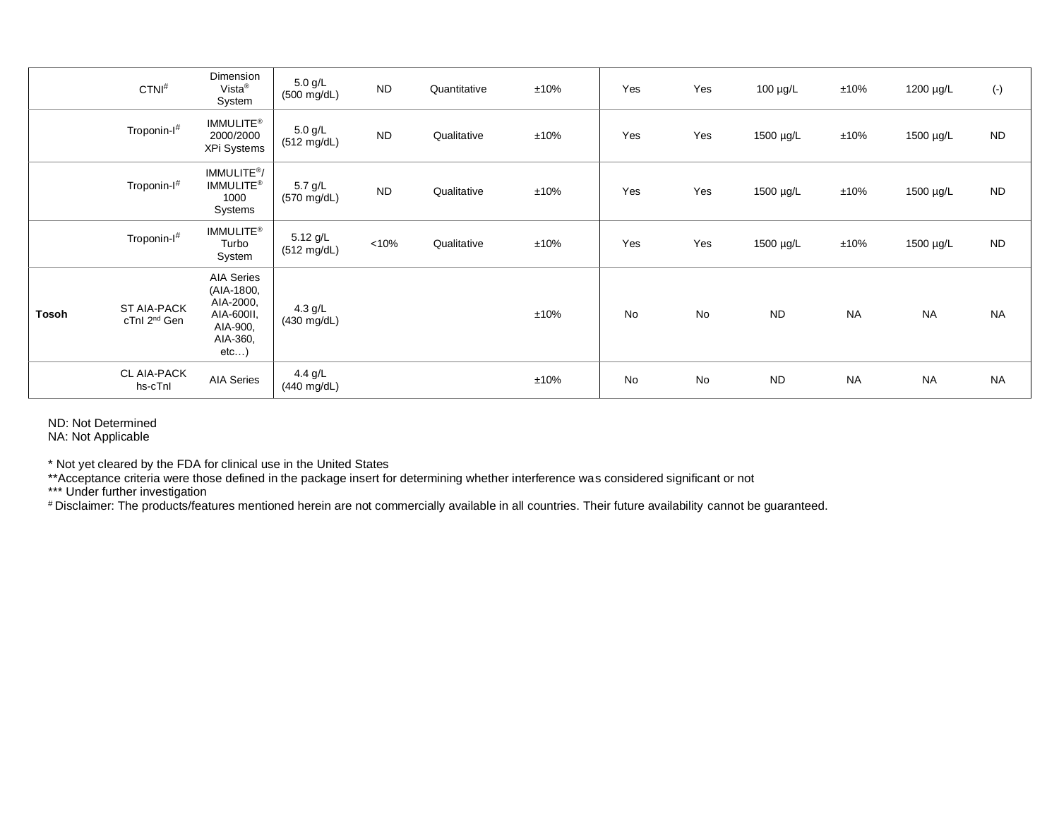| | | | | | | | | | | | | |
|---|---|---|---|---|---|---|---|---|---|---|---|---|
| | CTNI# | Dimension Vista® System | 5.0 g/L (500 mg/dL) | ND | Quantitative | ±10% | Yes | Yes | 100 µg/L | ±10% | 1200 µg/L | (-) |
| | Troponin-I# | IMMULITE® 2000/2000 XPi Systems | 5.0 g/L (512 mg/dL) | ND | Qualitative | ±10% | Yes | Yes | 1500 µg/L | ±10% | 1500 µg/L | ND |
| | Troponin-I# | IMMULITE®/ IMMULITE® 1000 Systems | 5.7 g/L (570 mg/dL) | ND | Qualitative | ±10% | Yes | Yes | 1500 µg/L | ±10% | 1500 µg/L | ND |
| | Troponin-I# | IMMULITE® Turbo System | 5.12 g/L (512 mg/dL) | <10% | Qualitative | ±10% | Yes | Yes | 1500 µg/L | ±10% | 1500 µg/L | ND |
| **Tosoh** | ST AIA-PACK cTnI 2nd Gen | AIA Series (AIA-1800, AIA-2000, AIA-600II, AIA-900, AIA-360, etc…) | 4.3 g/L (430 mg/dL) | | | ±10% | No | No | ND | NA | NA | NA |
| | CL AIA-PACK hs-cTnI | AIA Series | 4.4 g/L (440 mg/dL) | | | ±10% | No | No | ND | NA | NA | NA |

ND: Not Determined
NA: Not Applicable

* Not yet cleared by the FDA for clinical use in the United States
**Acceptance criteria were those defined in the package insert for determining whether interference was considered significant or not
*** Under further investigation
# Disclaimer: The products/features mentioned herein are not commercially available in all countries. Their future availability cannot be guaranteed.